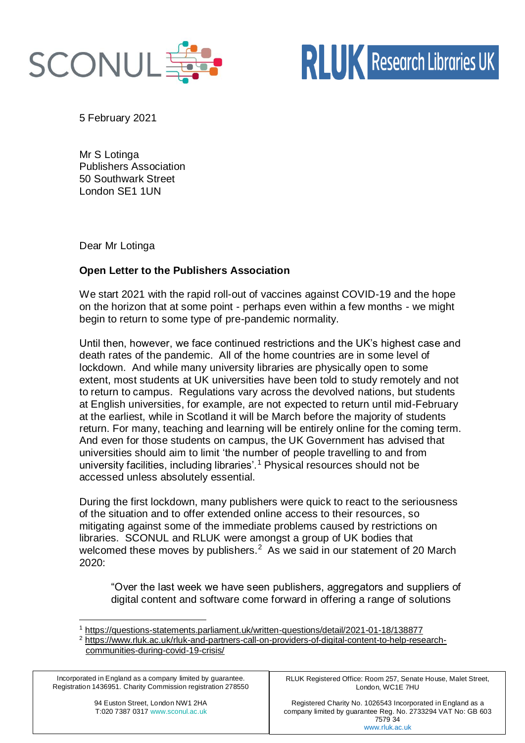SCONUL

RLUK Research Libraries UK

5 February 2021

Mr S Lotinga
Publishers Association
50 Southwark Street
London SE1 1UN

Dear Mr Lotinga

**Open Letter to the Publishers Association**

We start 2021 with the rapid roll-out of vaccines against COVID-19 and the hope on the horizon that at some point - perhaps even within a few months - we might begin to return to some type of pre-pandemic normality.

Until then, however, we face continued restrictions and the UK's highest case and death rates of the pandemic. All of the home countries are in some level of lockdown. And while many university libraries are physically open to some extent, most students at UK universities have been told to study remotely and not to return to campus. Regulations vary across the devolved nations, but students at English universities, for example, are not expected to return until mid-February at the earliest, while in Scotland it will be March before the majority of students return. For many, teaching and learning will be entirely online for the coming term. And even for those students on campus, the UK Government has advised that universities should aim to limit 'the number of people travelling to and from university facilities, including libraries'.[1] Physical resources should not be accessed unless absolutely essential.

During the first lockdown, many publishers were quick to react to the seriousness of the situation and to offer extended online access to their resources, so mitigating against some of the immediate problems caused by restrictions on libraries. SCONUL and RLUK were amongst a group of UK bodies that welcomed these moves by publishers.[2] As we said in our statement of 20 March 2020:

> "Over the last week we have seen publishers, aggregators and suppliers of digital content and software come forward in offering a range of solutions

---

[1] https://questions-statements.parliament.uk/written-questions/detail/2021-01-18/138877

[2] https://www.rluk.ac.uk/rluk-and-partners-call-on-providers-of-digital-content-to-help-research-communities-during-covid-19-crisis/

---

| Incorporated in England as a company limited by guarantee. Registration 1436951. Charity Commission registration 278550<br><br>94 Euston Street, London NW1 2HA<br>T:020 7387 0317 www.sconul.ac.uk | RLUK Registered Office: Room 257, Senate House, Malet Street, London, WC1E 7HU<br><br>Registered Charity No. 1026543 Incorporated in England as a company limited by guarantee Reg. No. 2733294 VAT No: GB 603 7579 34<br>www.rluk.ac.uk |
| --- | --- |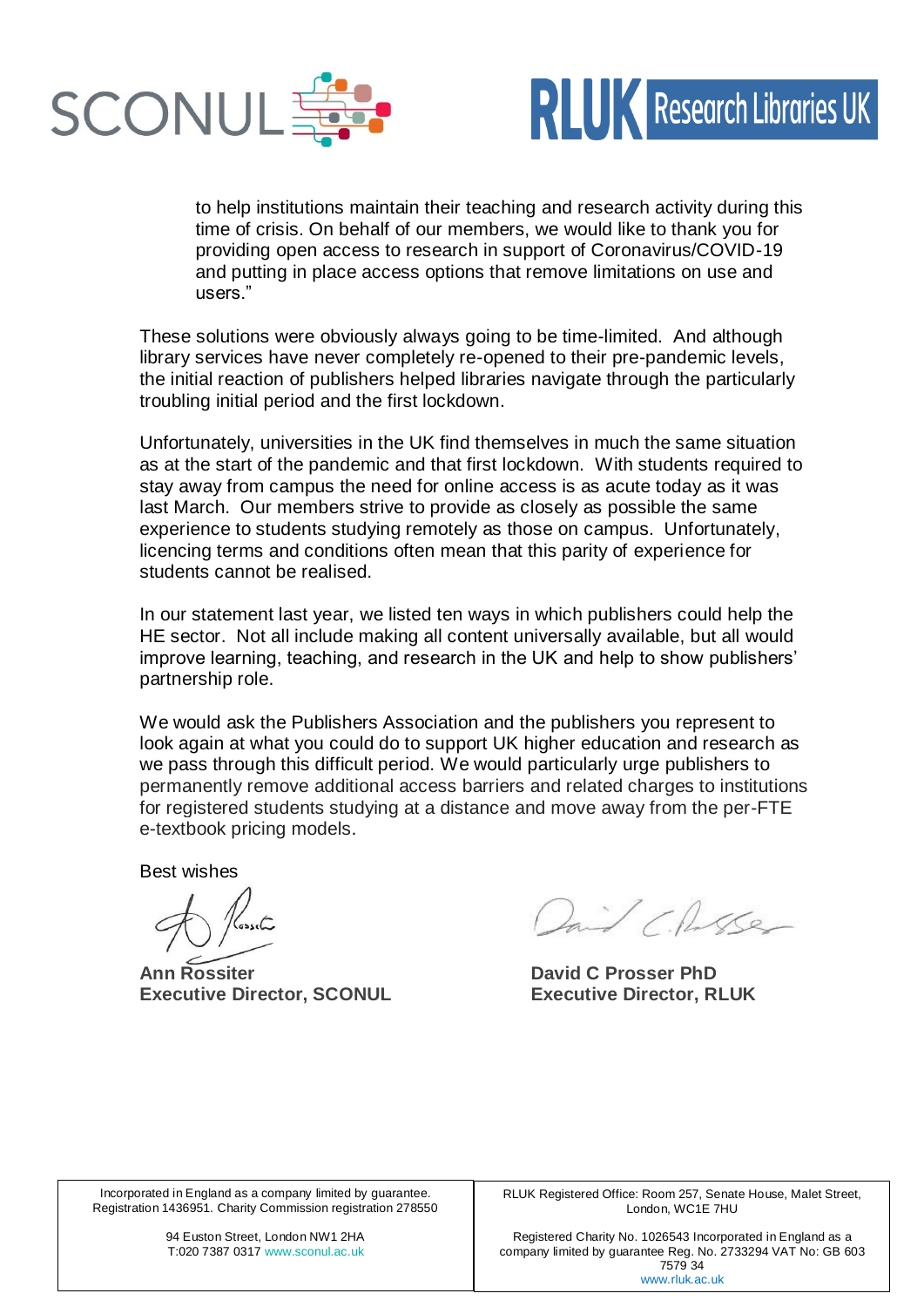to help institutions maintain their teaching and research activity during this time of crisis. On behalf of our members, we would like to thank you for providing open access to research in support of Coronavirus/COVID-19 and putting in place access options that remove limitations on use and users."

These solutions were obviously always going to be time-limited. And although library services have never completely re-opened to their pre-pandemic levels, the initial reaction of publishers helped libraries navigate through the particularly troubling initial period and the first lockdown.

Unfortunately, universities in the UK find themselves in much the same situation as at the start of the pandemic and that first lockdown. With students required to stay away from campus the need for online access is as acute today as it was last March. Our members strive to provide as closely as possible the same experience to students studying remotely as those on campus. Unfortunately, licencing terms and conditions often mean that this parity of experience for students cannot be realised.

In our statement last year, we listed ten ways in which publishers could help the HE sector. Not all include making all content universally available, but all would improve learning, teaching, and research in the UK and help to show publishers' partnership role.

We would ask the Publishers Association and the publishers you represent to look again at what you could do to support UK higher education and research as we pass through this difficult period. We would particularly urge publishers to permanently remove additional access barriers and related charges to institutions for registered students studying at a distance and move away from the per-FTE e-textbook pricing models.

Best wishes

**Ann Rossiter**
**Executive Director, SCONUL**

**David C Prosser PhD**
**Executive Director, RLUK**

Incorporated in England as a company limited by guarantee. Registration 1436951. Charity Commission registration 278550

94 Euston Street, London NW1 2HA
T:020 7387 0317 www.sconul.ac.uk

RLUK Registered Office: Room 257, Senate House, Malet Street, London, WC1E 7HU

Registered Charity No. 1026543 Incorporated in England as a company limited by guarantee Reg. No. 2733294 VAT No: GB 603 7579 34
www.rluk.ac.uk